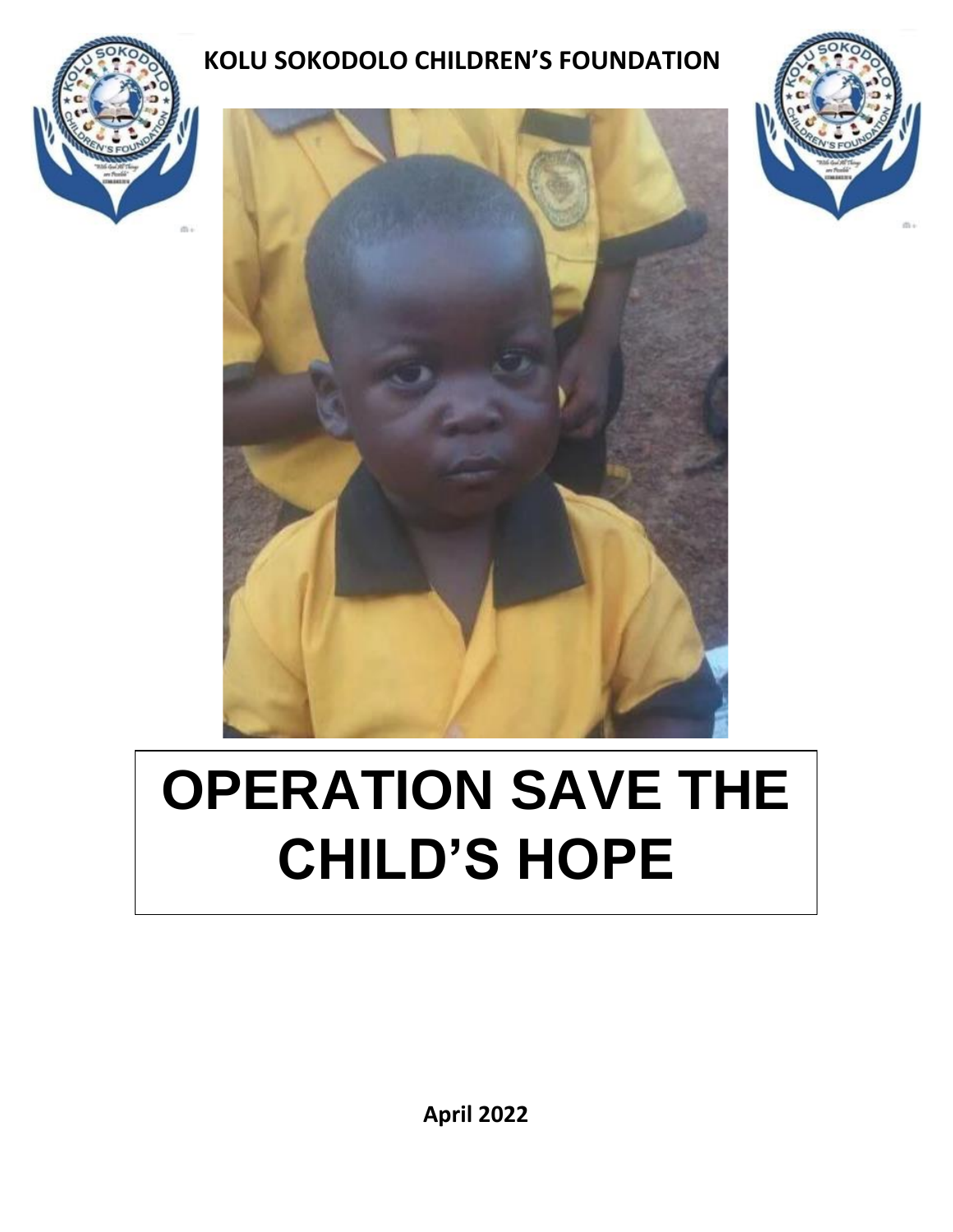**KOLU SOKODOLO CHILDREN'S FOUNDATION**

# OPERATION SAVE THE CHILD'S HOPE

**April 2022**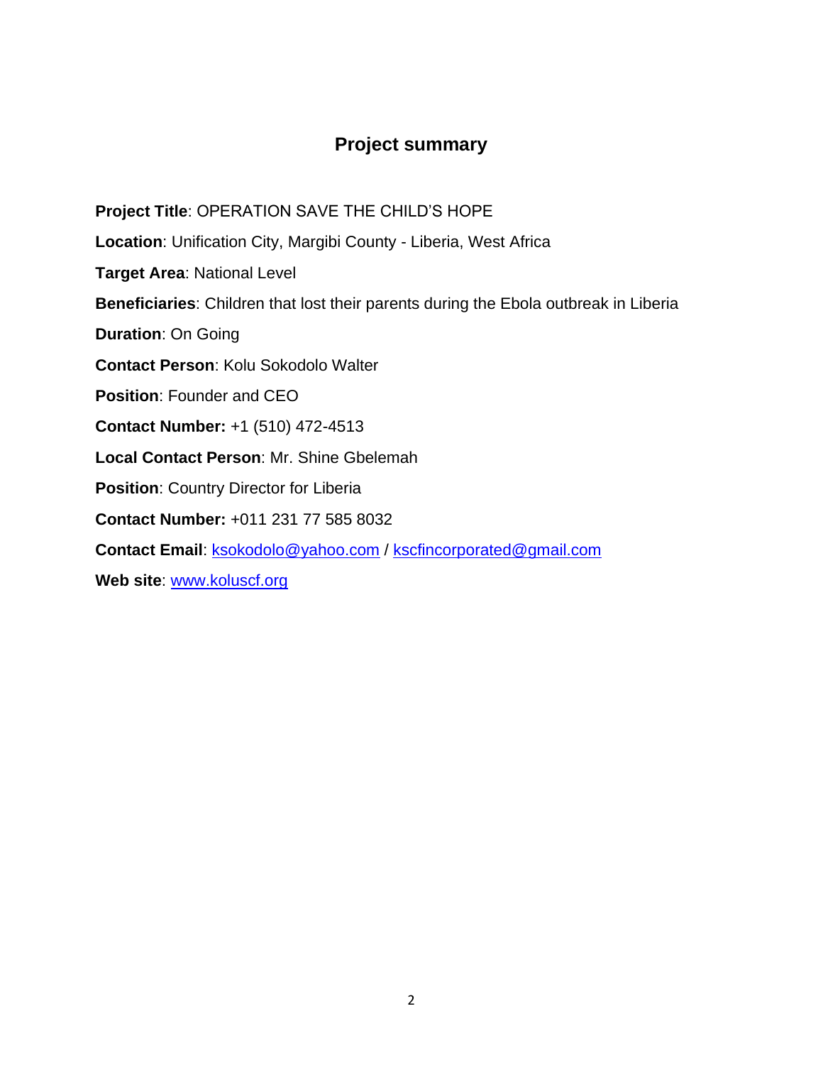# Project summary

**Project Title**: OPERATION SAVE THE CHILD'S HOPE

**Location**: Unification City, Margibi County - Liberia, West Africa

**Target Area**: National Level

**Beneficiaries**: Children that lost their parents during the Ebola outbreak in Liberia

**Duration**: On Going

**Contact Person**: Kolu Sokodolo Walter

**Position**: Founder and CEO

**Contact Number:** +1 (510) 472-4513

**Local Contact Person**: Mr. Shine Gbelemah

**Position**: Country Director for Liberia

**Contact Number:** +011 231 77 585 8032

**Contact Email**: ksokodolo@yahoo.com / kscfincorporated@gmail.com

**Web site**: www.koluscf.org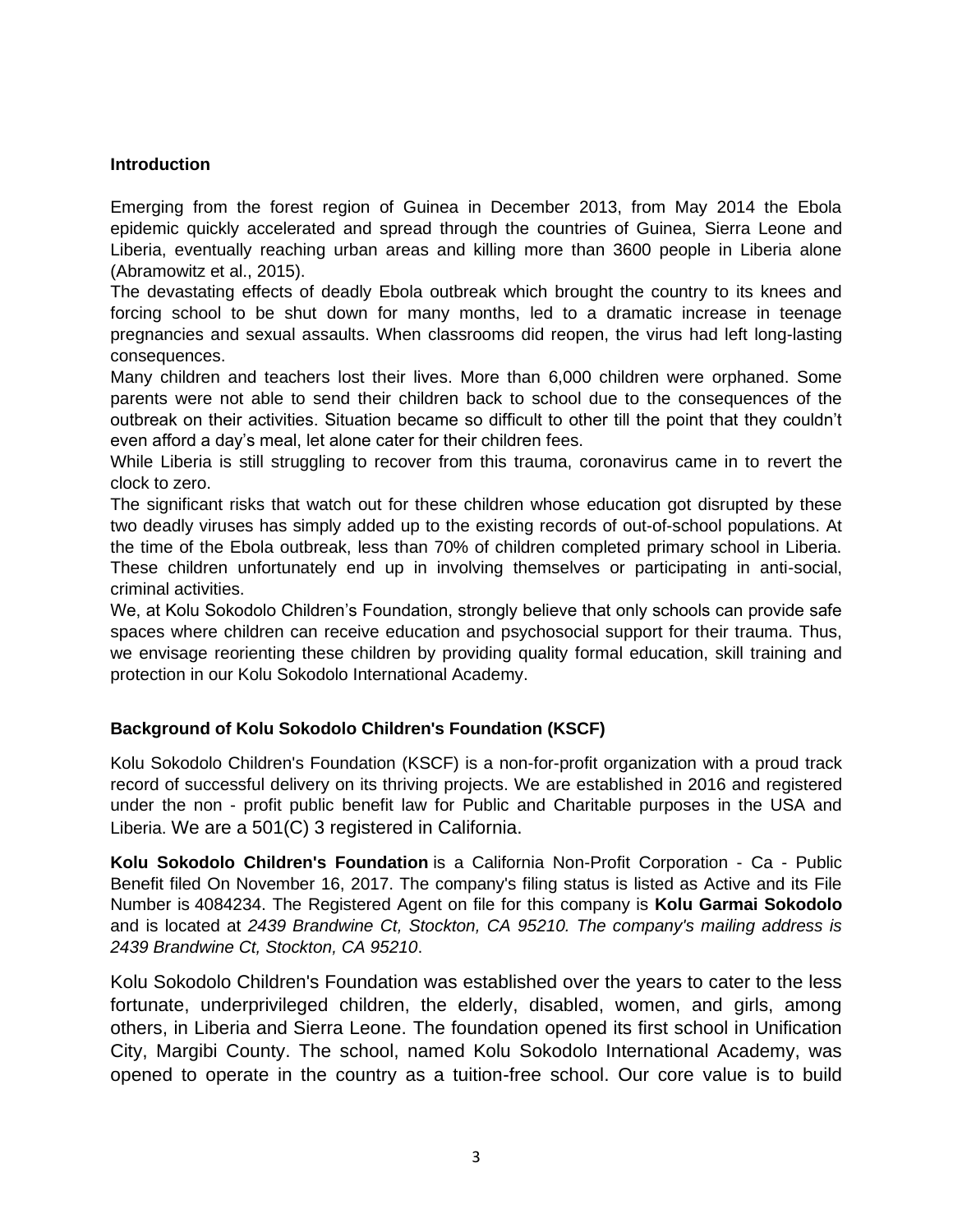### Introduction

Emerging from the forest region of Guinea in December 2013, from May 2014 the Ebola epidemic quickly accelerated and spread through the countries of Guinea, Sierra Leone and Liberia, eventually reaching urban areas and killing more than 3600 people in Liberia alone (Abramowitz et al., 2015).

The devastating effects of deadly Ebola outbreak which brought the country to its knees and forcing school to be shut down for many months, led to a dramatic increase in teenage pregnancies and sexual assaults. When classrooms did reopen, the virus had left long-lasting consequences.

Many children and teachers lost their lives. More than 6,000 children were orphaned. Some parents were not able to send their children back to school due to the consequences of the outbreak on their activities. Situation became so difficult to other till the point that they couldn't even afford a day's meal, let alone cater for their children fees.

While Liberia is still struggling to recover from this trauma, coronavirus came in to revert the clock to zero.

The significant risks that watch out for these children whose education got disrupted by these two deadly viruses has simply added up to the existing records of out-of-school populations. At the time of the Ebola outbreak, less than 70% of children completed primary school in Liberia. These children unfortunately end up in involving themselves or participating in anti-social, criminal activities.

We, at Kolu Sokodolo Children's Foundation, strongly believe that only schools can provide safe spaces where children can receive education and psychosocial support for their trauma. Thus, we envisage reorienting these children by providing quality formal education, skill training and protection in our Kolu Sokodolo International Academy.

### Background of Kolu Sokodolo Children's Foundation (KSCF)

Kolu Sokodolo Children's Foundation (KSCF) is a non-for-profit organization with a proud track record of successful delivery on its thriving projects. We are established in 2016 and registered under the non - profit public benefit law for Public and Charitable purposes in the USA and Liberia. We are a 501(C) 3 registered in California.

**Kolu Sokodolo Children's Foundation** is a California Non-Profit Corporation - Ca - Public Benefit filed On November 16, 2017. The company's filing status is listed as Active and its File Number is 4084234. The Registered Agent on file for this company is **Kolu Garmai Sokodolo** and is located at *2439 Brandwine Ct, Stockton, CA 95210. The company's mailing address is 2439 Brandwine Ct, Stockton, CA 95210*.

Kolu Sokodolo Children's Foundation was established over the years to cater to the less fortunate, underprivileged children, the elderly, disabled, women, and girls, among others, in Liberia and Sierra Leone. The foundation opened its first school in Unification City, Margibi County. The school, named Kolu Sokodolo International Academy, was opened to operate in the country as a tuition-free school. Our core value is to build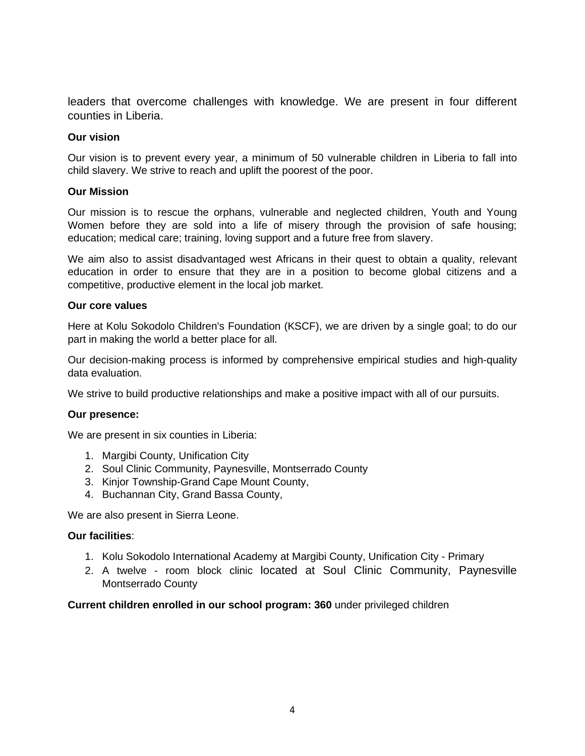leaders that overcome challenges with knowledge. We are present in four different counties in Liberia.

**Our vision**

Our vision is to prevent every year, a minimum of 50 vulnerable children in Liberia to fall into child slavery. We strive to reach and uplift the poorest of the poor.

**Our Mission**

Our mission is to rescue the orphans, vulnerable and neglected children, Youth and Young Women before they are sold into a life of misery through the provision of safe housing; education; medical care; training, loving support and a future free from slavery.

We aim also to assist disadvantaged west Africans in their quest to obtain a quality, relevant education in order to ensure that they are in a position to become global citizens and a competitive, productive element in the local job market.

**Our core values**

Here at Kolu Sokodolo Children's Foundation (KSCF), we are driven by a single goal; to do our part in making the world a better place for all.

Our decision-making process is informed by comprehensive empirical studies and high-quality data evaluation.

We strive to build productive relationships and make a positive impact with all of our pursuits.

**Our presence:**

We are present in six counties in Liberia:

1. Margibi County, Unification City
2. Soul Clinic Community, Paynesville, Montserrado County
3. Kinjor Township-Grand Cape Mount County,
4. Buchannan City, Grand Bassa County,

We are also present in Sierra Leone.

**Our facilities**:

1. Kolu Sokodolo International Academy at Margibi County, Unification City - Primary
2. A twelve - room block clinic located at Soul Clinic Community, Paynesville Montserrado County

**Current children enrolled in our school program: 360** under privileged children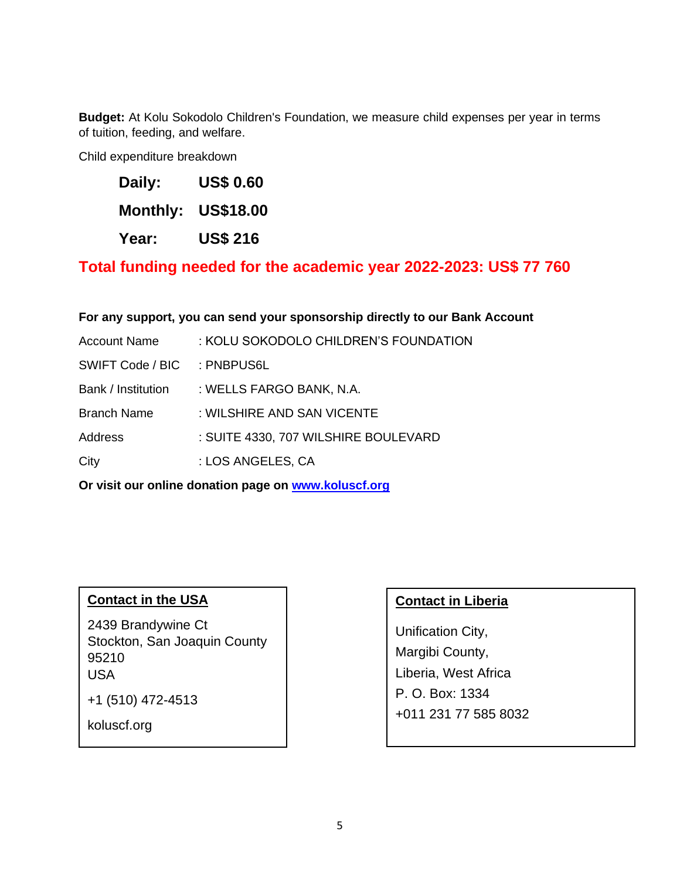**Budget:** At Kolu Sokodolo Children's Foundation, we measure child expenses per year in terms of tuition, feeding, and welfare.

Child expenditure breakdown

| | |
|---|---|
| **Daily:** | **US$ 0.60** |
| **Monthly:** | **US$18.00** |
| **Year:** | **US$ 216** |

**Total funding needed for the academic year 2022-2023: US$ 77 760**

**For any support, you can send your sponsorship directly to our Bank Account**

| | |
|---|---|
| Account Name | : KOLU SOKODOLO CHILDREN'S FOUNDATION |
| SWIFT Code / BIC | : PNBPUS6L |
| Bank / Institution | : WELLS FARGO BANK, N.A. |
| Branch Name | : WILSHIRE AND SAN VICENTE |
| Address | : SUITE 4330, 707 WILSHIRE BOULEVARD |
| City | : LOS ANGELES, CA |

**Or visit our online donation page on [www.koluscf.org](http://www.koluscf.org)**

**Contact in the USA**

2439 Brandywine Ct
Stockton, San Joaquin County
95210
USA

+1 (510) 472-4513

koluscf.org

**Contact in Liberia**

Unification City,
Margibi County,
Liberia, West Africa
P. O. Box: 1334
+011 231 77 585 8032